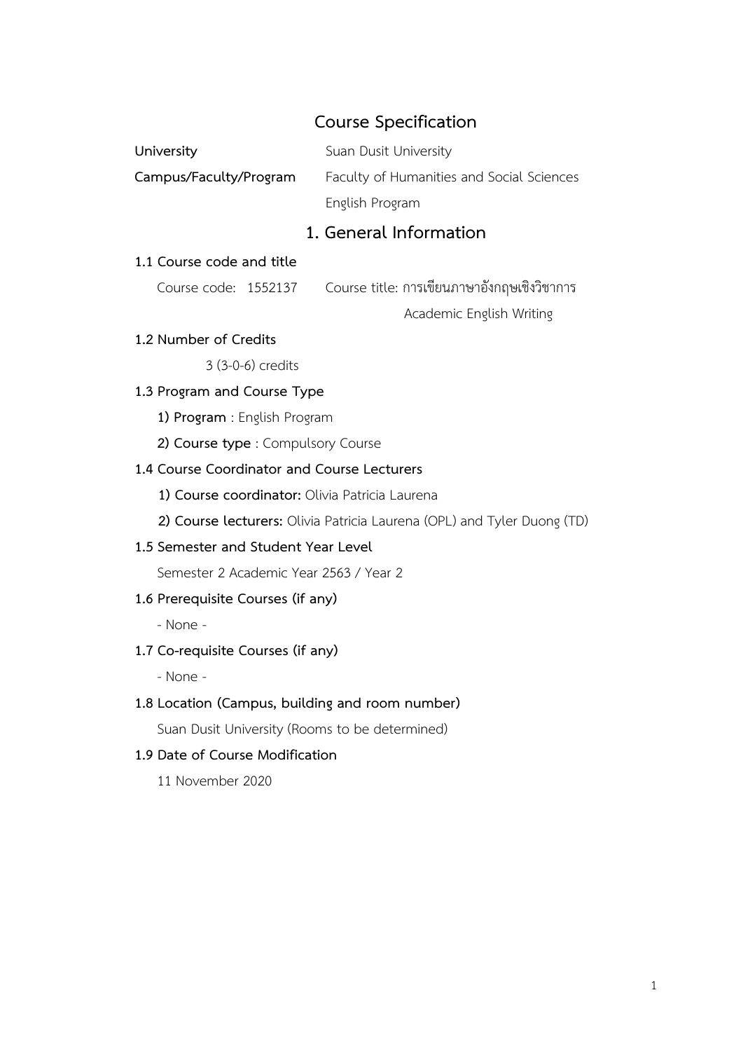# Course Specification

**University** Suan Dusit University

**Campus/Faculty/Program** Faculty of Humanities and Social Sciences

English Program

## 1. General Information

### 1.1 Course code and title

Course code: 1552137 Course title: การเขียนภาษาอังกฤษเชิงวิชาการ

Academic English Writing

### 1.2 Number of Credits

3 (3-0-6) credits

### 1.3 Program and Course Type

**1) Program** : English Program

**2) Course type** : Compulsory Course

### 1.4 Course Coordinator and Course Lecturers

**1) Course coordinator:** Olivia Patricia Laurena

**2) Course lecturers:** Olivia Patricia Laurena (OPL) and Tyler Duong (TD)

### 1.5 Semester and Student Year Level

Semester 2 Academic Year 2563 / Year 2

### 1.6 Prerequisite Courses (if any)

- None -

### 1.7 Co-requisite Courses (if any)

- None -

### 1.8 Location (Campus, building and room number)

Suan Dusit University (Rooms to be determined)

### 1.9 Date of Course Modification

11 November 2020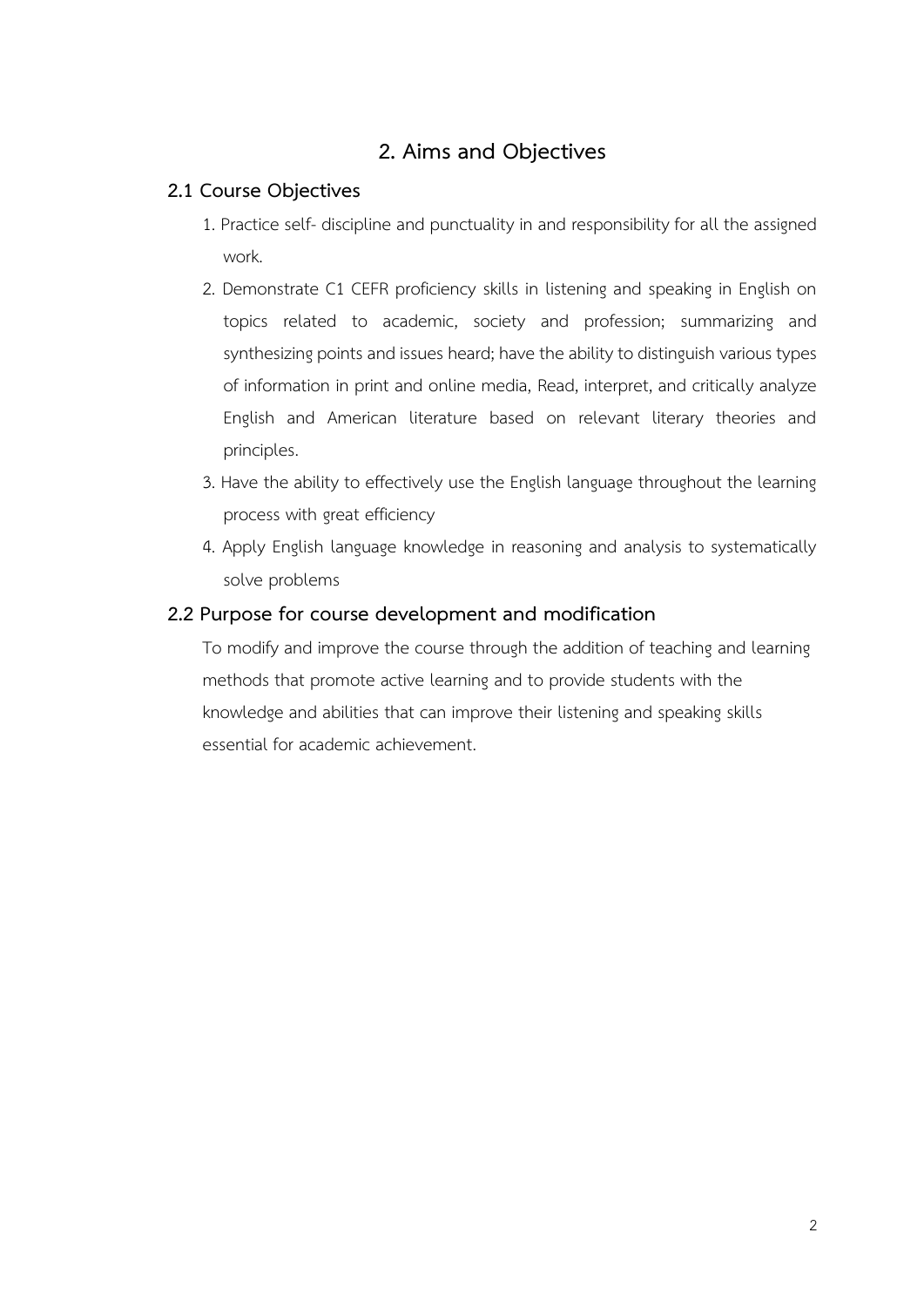# 2. Aims and Objectives

## 2.1 Course Objectives

1. Practice self- discipline and punctuality in and responsibility for all the assigned work.
2. Demonstrate C1 CEFR proficiency skills in listening and speaking in English on topics related to academic, society and profession; summarizing and synthesizing points and issues heard; have the ability to distinguish various types of information in print and online media, Read, interpret, and critically analyze English and American literature based on relevant literary theories and principles.
3. Have the ability to effectively use the English language throughout the learning process with great efficiency
4. Apply English language knowledge in reasoning and analysis to systematically solve problems

## 2.2 Purpose for course development and modification

To modify and improve the course through the addition of teaching and learning methods that promote active learning and to provide students with the knowledge and abilities that can improve their listening and speaking skills essential for academic achievement.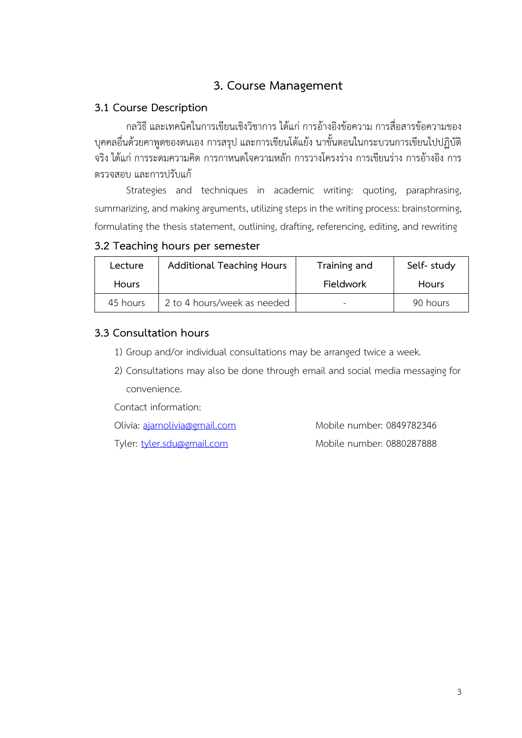# 3. Course Management

## 3.1 Course Description

กลวิธี และเทคนิคในการเขียนเชิงวิชาการ ได้แก่ การอ้างอิงข้อความ การสื่อสารข้อความของบุคคลอื่นด้วยคาพูดของตนเอง การสรุป และการเขียนโต้แย้ง นาขั้นตอนในกระบวนการเขียนไปปฏิบัติจริง ได้แก่ การระดมความคิด การกาหนดใจความหลัก การวางโครงร่าง การเขียนร่าง การอ้างอิง การตรวจสอบ และการปรับแก้

Strategies and techniques in academic writing: quoting, paraphrasing, summarizing, and making arguments, utilizing steps in the writing process: brainstorming, formulating the thesis statement, outlining, drafting, referencing, editing, and rewriting

## 3.2 Teaching hours per semester

| Lecture Hours | Additional Teaching Hours | Training and Fieldwork | Self- study Hours |
|---|---|---|---|
| 45 hours | 2 to 4 hours/week as needed | - | 90 hours |

## 3.3 Consultation hours

1) Group and/or individual consultations may be arranged twice a week.
2) Consultations may also be done through email and social media messaging for convenience.

Contact information:

Olivia: ajarnolivia@gmail.com Mobile number: 0849782346

Tyler: tyler.sdu@gmail.com Mobile number: 0880287888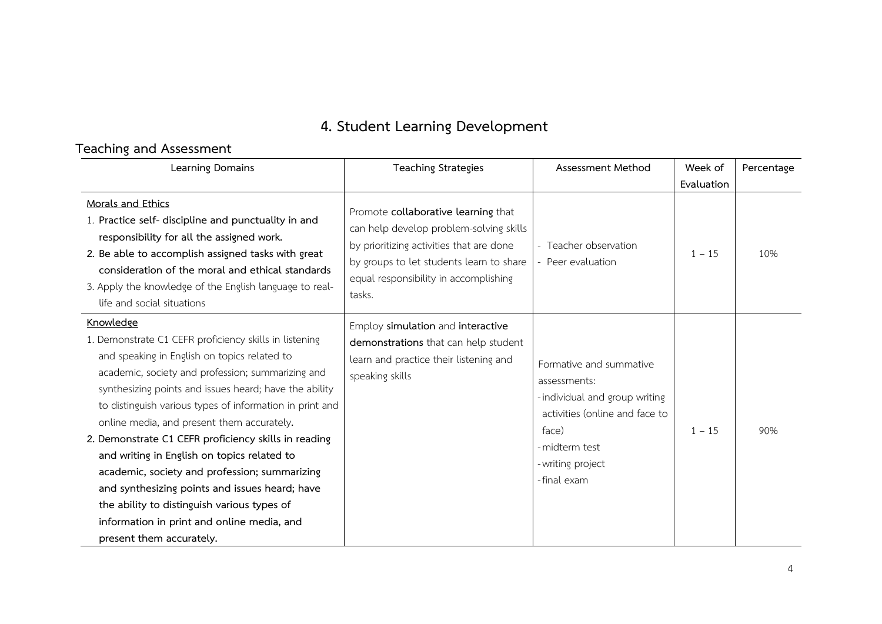# 4. Student Learning Development

## Teaching and Assessment

| Learning Domains | Teaching Strategies | Assessment Method | Week of Evaluation | Percentage |
|---|---|---|---|---|
| Morals and Ethics<br>1. **Practice self- discipline and punctuality in and responsibility for all the assigned work.**<br>**2. Be able to accomplish assigned tasks with great consideration of the moral and ethical standards**<br>3. Apply the knowledge of the English language to real-life and social situations | Promote **collaborative learning** that can help develop problem-solving skills by prioritizing activities that are done by groups to let students learn to share equal responsibility in accomplishing tasks. | - Teacher observation<br>- Peer evaluation | 1 – 15 | 10% |
| Knowledge<br>1. Demonstrate C1 CEFR proficiency skills in listening and speaking in English on topics related to academic, society and profession; summarizing and synthesizing points and issues heard; have the ability to distinguish various types of information in print and online media, and present them accurately.<br>**2. Demonstrate C1 CEFR proficiency skills in reading and writing in English on topics related to academic, society and profession; summarizing and synthesizing points and issues heard; have the ability to distinguish various types of information in print and online media, and present them accurately.** | Employ **simulation** and **interactive demonstrations** that can help student learn and practice their listening and speaking skills | Formative and summative assessments:<br>- individual and group writing activities (online and face to face)<br>- midterm test<br>- writing project<br>- final exam | 1 – 15 | 90% |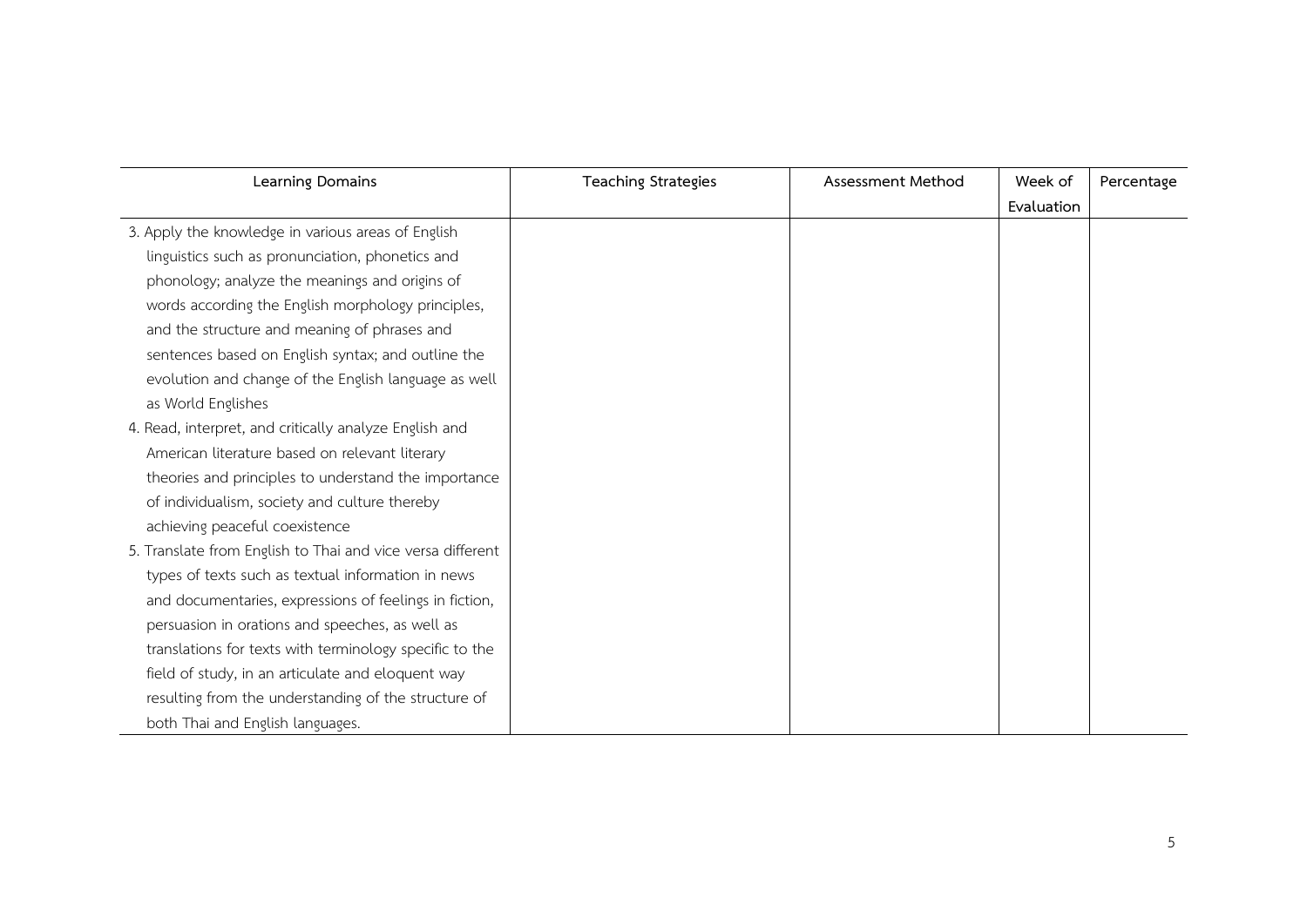| Learning Domains | Teaching Strategies | Assessment Method | Week of Evaluation | Percentage |
|---|---|---|---|---|
| 3. Apply the knowledge in various areas of English linguistics such as pronunciation, phonetics and phonology; analyze the meanings and origins of words according the English morphology principles, and the structure and meaning of phrases and sentences based on English syntax; and outline the evolution and change of the English language as well as World Englishes | | | | |
| 4. Read, interpret, and critically analyze English and American literature based on relevant literary theories and principles to understand the importance of individualism, society and culture thereby achieving peaceful coexistence | | | | |
| 5. Translate from English to Thai and vice versa different types of texts such as textual information in news and documentaries, expressions of feelings in fiction, persuasion in orations and speeches, as well as translations for texts with terminology specific to the field of study, in an articulate and eloquent way resulting from the understanding of the structure of both Thai and English languages. | | | | |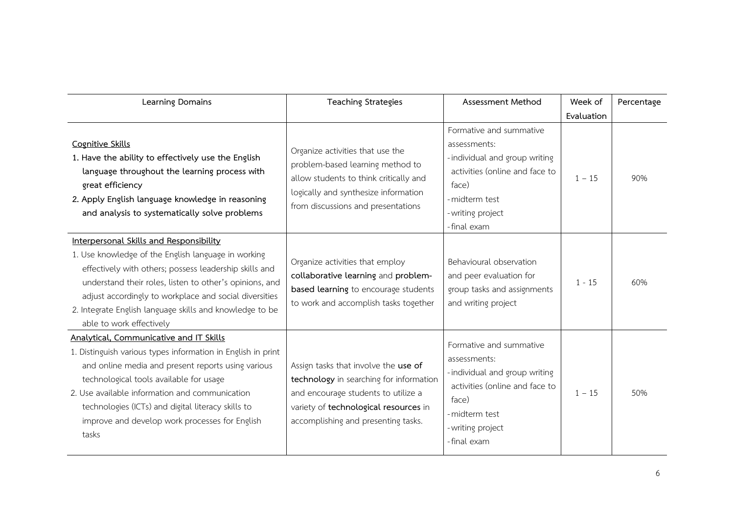| Learning Domains | Teaching Strategies | Assessment Method | Week of Evaluation | Percentage |
|---|---|---|---|---|
| <u>Cognitive Skills</u><br>**1. Have the ability to effectively use the English language throughout the learning process with great efficiency**<br>**2. Apply English language knowledge in reasoning and analysis to systematically solve problems** | Organize activities that use the problem-based learning method to allow students to think critically and logically and synthesize information from discussions and presentations | Formative and summative assessments:<br>- individual and group writing activities (online and face to face)<br>- midterm test<br>- writing project<br>- final exam | 1 – 15 | 90% |
| <u>Interpersonal Skills and Responsibility</u><br>1. Use knowledge of the English language in working effectively with others; possess leadership skills and understand their roles, listen to other's opinions, and adjust accordingly to workplace and social diversities<br>2. Integrate English language skills and knowledge to be able to work effectively | Organize activities that employ **collaborative learning** and **problem-based learning** to encourage students to work and accomplish tasks together | Behavioural observation and peer evaluation for group tasks and assignments and writing project | 1 - 15 | 60% |
| <u>Analytical, Communicative and IT Skills</u><br>1. Distinguish various types information in English in print and online media and present reports using various technological tools available for usage<br>2. Use available information and communication technologies (ICTs) and digital literacy skills to improve and develop work processes for English tasks | Assign tasks that involve the **use of technology** in searching for information and encourage students to utilize a variety of **technological resources** in accomplishing and presenting tasks. | Formative and summative assessments:<br>- individual and group writing activities (online and face to face)<br>- midterm test<br>- writing project<br>- final exam | 1 – 15 | 50% |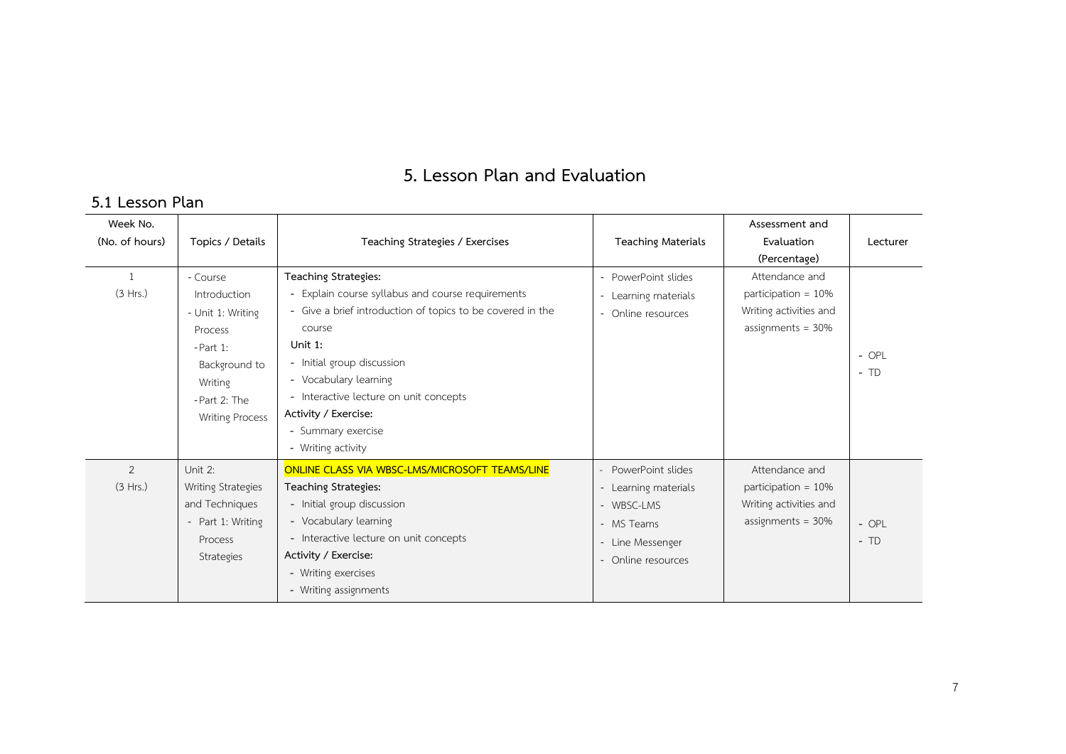# 5. Lesson Plan and Evaluation

## 5.1 Lesson Plan

| Week No. (No. of hours) | Topics / Details | Teaching Strategies / Exercises | Teaching Materials | Assessment and Evaluation (Percentage) | Lecturer |
|---|---|---|---|---|---|
| 1 (3 Hrs.) | - Course Introduction<br>- Unit 1: Writing Process<br>- Part 1: Background to Writing<br>- Part 2: The Writing Process | **Teaching Strategies:**<br>- Explain course syllabus and course requirements<br>- Give a brief introduction of topics to be covered in the course<br>**Unit 1:**<br>- Initial group discussion<br>- Vocabulary learning<br>- Interactive lecture on unit concepts<br>**Activity / Exercise:**<br>- Summary exercise<br>- Writing activity | - PowerPoint slides<br>- Learning materials<br>- Online resources | Attendance and participation = 10%<br>Writing activities and assignments = 30% | - OPL<br>- TD |
| 2 (3 Hrs.) | Unit 2: Writing Strategies and Techniques<br>- Part 1: Writing Process Strategies | ONLINE CLASS VIA WBSC-LMS/MICROSOFT TEAMS/LINE<br>**Teaching Strategies:**<br>- Initial group discussion<br>- Vocabulary learning<br>- Interactive lecture on unit concepts<br>**Activity / Exercise:**<br>- Writing exercises<br>- Writing assignments | - PowerPoint slides<br>- Learning materials<br>- WBSC-LMS<br>- MS Teams<br>- Line Messenger<br>- Online resources | Attendance and participation = 10%<br>Writing activities and assignments = 30% | - OPL<br>- TD |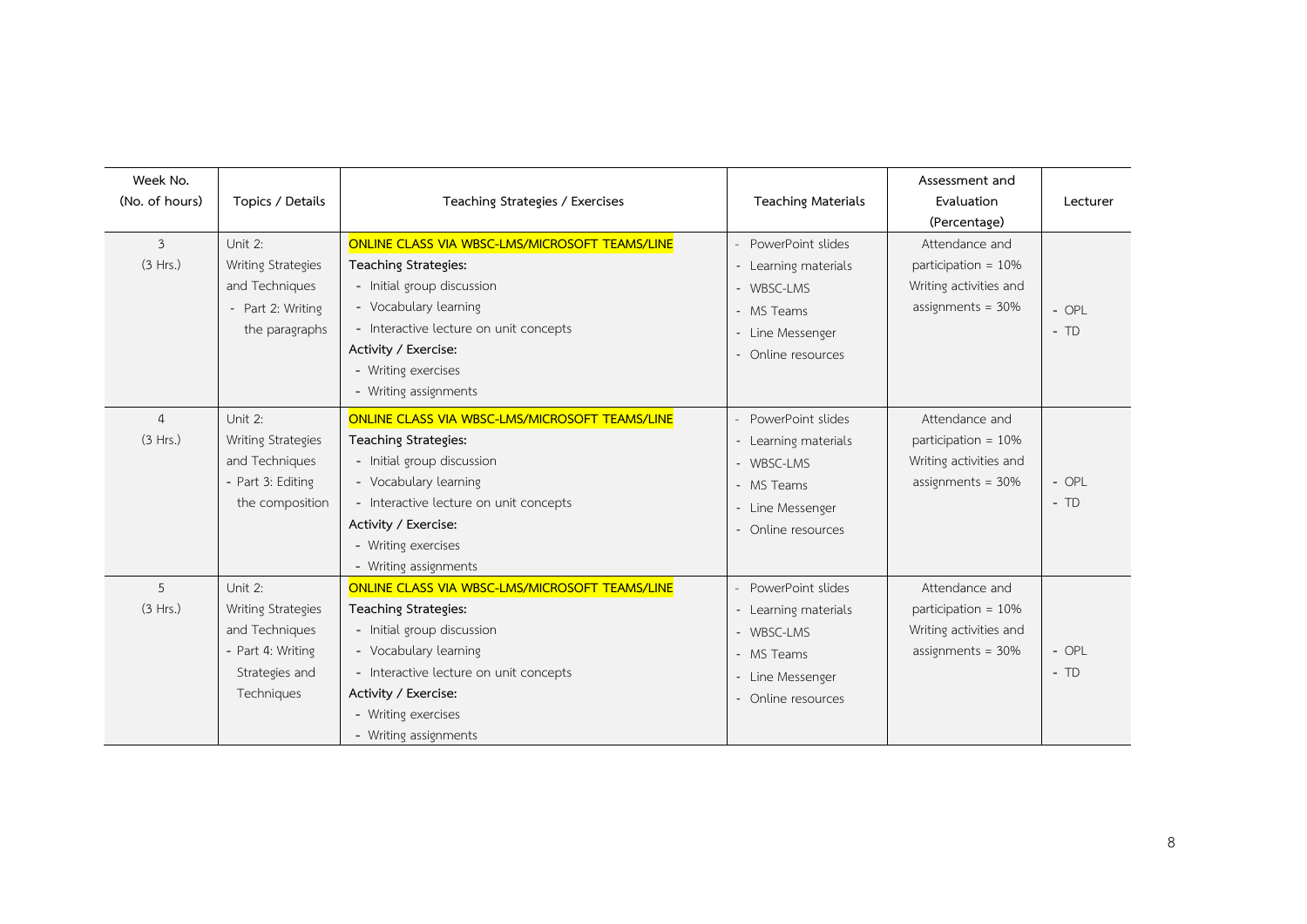| Week No. (No. of hours) | Topics / Details | Teaching Strategies / Exercises | Teaching Materials | Assessment and Evaluation (Percentage) | Lecturer |
|---|---|---|---|---|---|
| 3 (3 Hrs.) | Unit 2: Writing Strategies and Techniques<br>- Part 2: Writing the paragraphs | ONLINE CLASS VIA WBSC-LMS/MICROSOFT TEAMS/LINE<br>**Teaching Strategies:**<br>- Initial group discussion<br>- Vocabulary learning<br>- Interactive lecture on unit concepts<br>**Activity / Exercise:**<br>- Writing exercises<br>- Writing assignments | - PowerPoint slides<br>- Learning materials<br>- WBSC-LMS<br>- MS Teams<br>- Line Messenger<br>- Online resources | Attendance and participation = 10%<br>Writing activities and assignments = 30% | - OPL<br>- TD |
| 4 (3 Hrs.) | Unit 2: Writing Strategies and Techniques<br>- Part 3: Editing the composition | ONLINE CLASS VIA WBSC-LMS/MICROSOFT TEAMS/LINE<br>**Teaching Strategies:**<br>- Initial group discussion<br>- Vocabulary learning<br>- Interactive lecture on unit concepts<br>**Activity / Exercise:**<br>- Writing exercises<br>- Writing assignments | - PowerPoint slides<br>- Learning materials<br>- WBSC-LMS<br>- MS Teams<br>- Line Messenger<br>- Online resources | Attendance and participation = 10%<br>Writing activities and assignments = 30% | - OPL<br>- TD |
| 5 (3 Hrs.) | Unit 2: Writing Strategies and Techniques<br>- Part 4: Writing Strategies and Techniques | ONLINE CLASS VIA WBSC-LMS/MICROSOFT TEAMS/LINE<br>**Teaching Strategies:**<br>- Initial group discussion<br>- Vocabulary learning<br>- Interactive lecture on unit concepts<br>**Activity / Exercise:**<br>- Writing exercises<br>- Writing assignments | - PowerPoint slides<br>- Learning materials<br>- WBSC-LMS<br>- MS Teams<br>- Line Messenger<br>- Online resources | Attendance and participation = 10%<br>Writing activities and assignments = 30% | - OPL<br>- TD |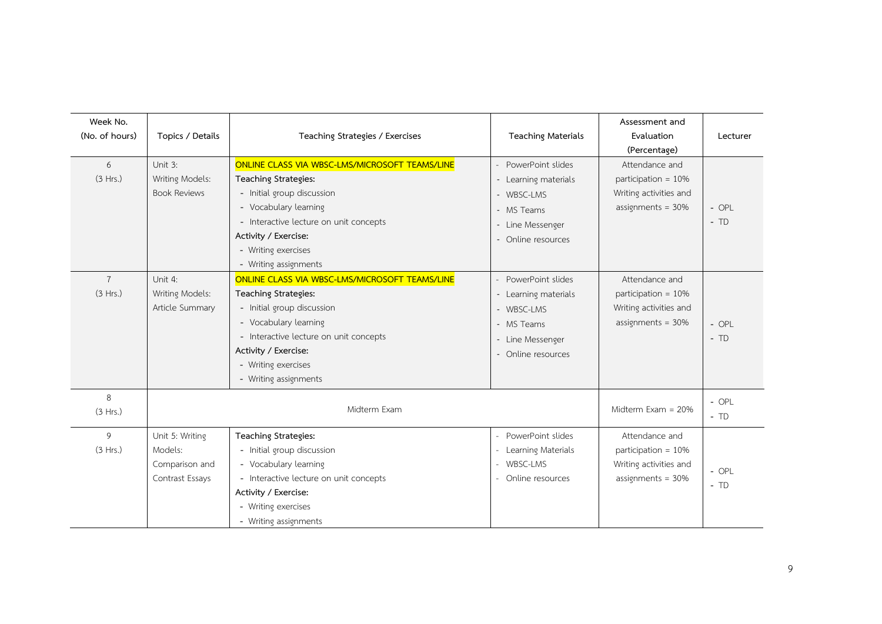| Week No. (No. of hours) | Topics / Details | Teaching Strategies / Exercises | Teaching Materials | Assessment and Evaluation (Percentage) | Lecturer |
|---|---|---|---|---|---|
| 6 (3 Hrs.) | Unit 3: Writing Models: Book Reviews | ONLINE CLASS VIA WBSC-LMS/MICROSOFT TEAMS/LINE<br>**Teaching Strategies:**<br>- Initial group discussion<br>- Vocabulary learning<br>- Interactive lecture on unit concepts<br>**Activity / Exercise:**<br>- Writing exercises<br>- Writing assignments | - PowerPoint slides<br>- Learning materials<br>- WBSC-LMS<br>- MS Teams<br>- Line Messenger<br>- Online resources | Attendance and participation = 10%<br>Writing activities and assignments = 30% | - OPL<br>- TD |
| 7 (3 Hrs.) | Unit 4: Writing Models: Article Summary | ONLINE CLASS VIA WBSC-LMS/MICROSOFT TEAMS/LINE<br>**Teaching Strategies:**<br>- Initial group discussion<br>- Vocabulary learning<br>- Interactive lecture on unit concepts<br>**Activity / Exercise:**<br>- Writing exercises<br>- Writing assignments | - PowerPoint slides<br>- Learning materials<br>- WBSC-LMS<br>- MS Teams<br>- Line Messenger<br>- Online resources | Attendance and participation = 10%<br>Writing activities and assignments = 30% | - OPL<br>- TD |
| 8 (3 Hrs.) | Midterm Exam | | | Midterm Exam = 20% | - OPL<br>- TD |
| 9 (3 Hrs.) | Unit 5: Writing Models: Comparison and Contrast Essays | **Teaching Strategies:**<br>- Initial group discussion<br>- Vocabulary learning<br>- Interactive lecture on unit concepts<br>**Activity / Exercise:**<br>- Writing exercises<br>- Writing assignments | - PowerPoint slides<br>- Learning Materials<br>- WBSC-LMS<br>- Online resources | Attendance and participation = 10%<br>Writing activities and assignments = 30% | - OPL<br>- TD |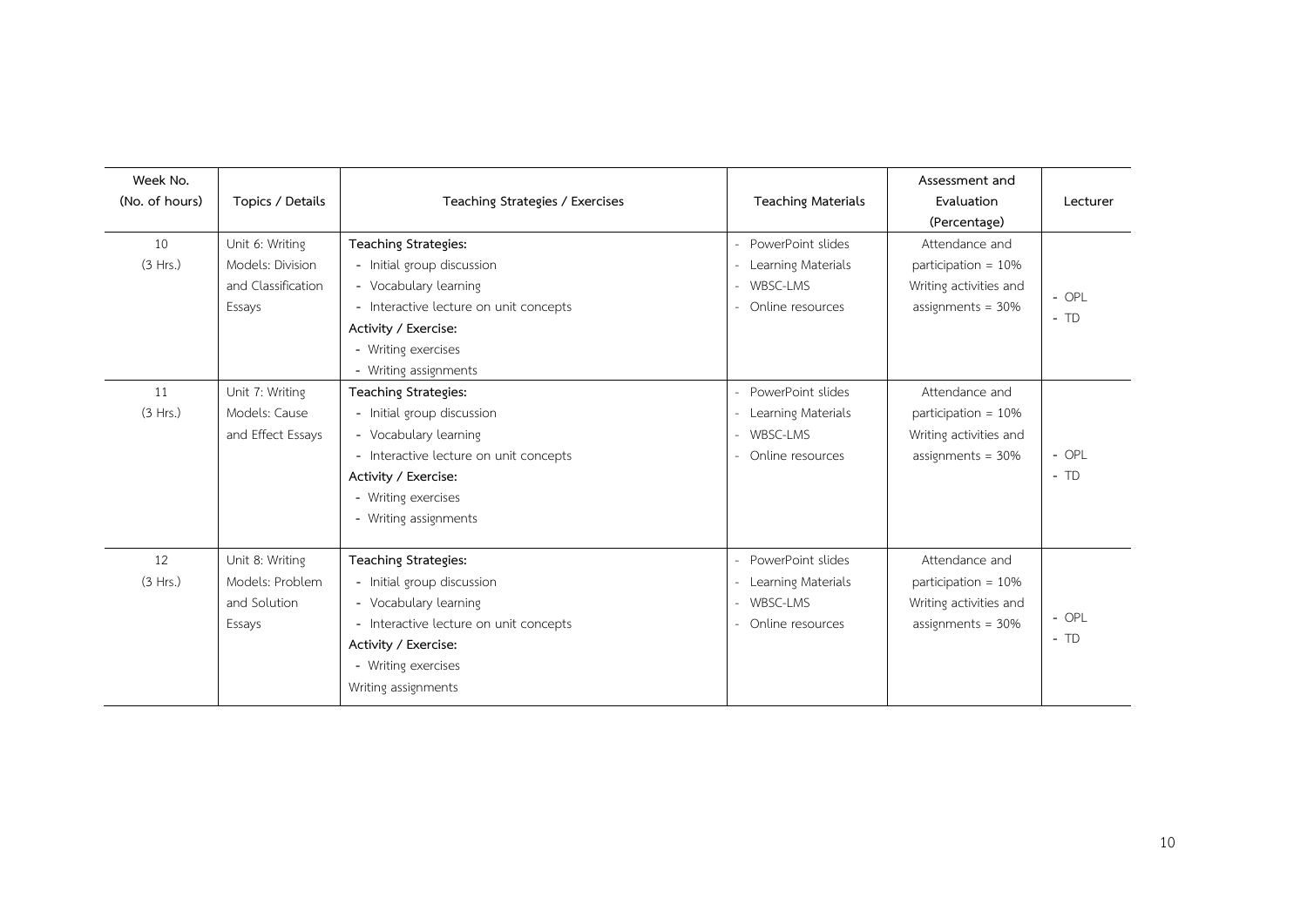| Week No. (No. of hours) | Topics / Details | Teaching Strategies / Exercises | Teaching Materials | Assessment and Evaluation (Percentage) | Lecturer |
|---|---|---|---|---|---|
| 10 (3 Hrs.) | Unit 6: Writing Models: Division and Classification Essays | **Teaching Strategies:**<br>- Initial group discussion<br>- Vocabulary learning<br>- Interactive lecture on unit concepts<br>**Activity / Exercise:**<br>- Writing exercises<br>- Writing assignments | - PowerPoint slides<br>- Learning Materials<br>- WBSC-LMS<br>- Online resources | Attendance and participation = 10%<br>Writing activities and assignments = 30% | - OPL<br>- TD |
| 11 (3 Hrs.) | Unit 7: Writing Models: Cause and Effect Essays | **Teaching Strategies:**<br>- Initial group discussion<br>- Vocabulary learning<br>- Interactive lecture on unit concepts<br>**Activity / Exercise:**<br>- Writing exercises<br>- Writing assignments | - PowerPoint slides<br>- Learning Materials<br>- WBSC-LMS<br>- Online resources | Attendance and participation = 10%<br>Writing activities and assignments = 30% | - OPL<br>- TD |
| 12 (3 Hrs.) | Unit 8: Writing Models: Problem and Solution Essays | **Teaching Strategies:**<br>- Initial group discussion<br>- Vocabulary learning<br>- Interactive lecture on unit concepts<br>**Activity / Exercise:**<br>- Writing exercises<br>Writing assignments | - PowerPoint slides<br>- Learning Materials<br>- WBSC-LMS<br>- Online resources | Attendance and participation = 10%<br>Writing activities and assignments = 30% | - OPL<br>- TD |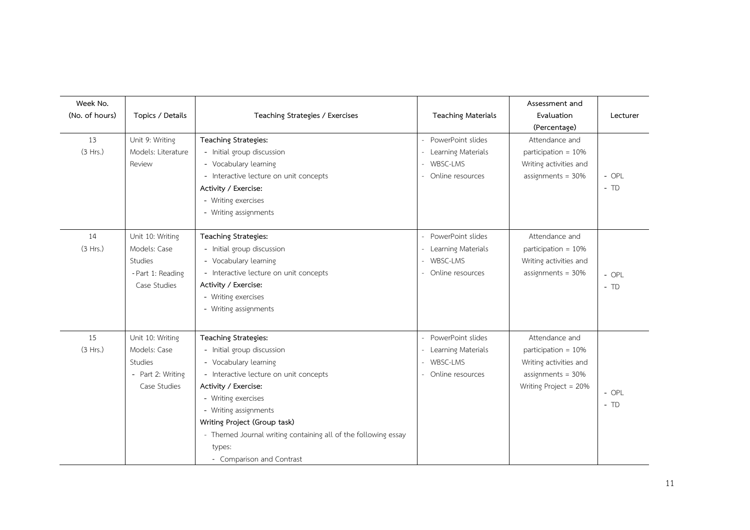| Week No. (No. of hours) | Topics / Details | Teaching Strategies / Exercises | Teaching Materials | Assessment and Evaluation (Percentage) | Lecturer |
|---|---|---|---|---|---|
| 13 (3 Hrs.) | Unit 9: Writing Models: Literature Review | **Teaching Strategies:**<br>- Initial group discussion<br>- Vocabulary learning<br>- Interactive lecture on unit concepts<br>**Activity / Exercise:**<br>- Writing exercises<br>- Writing assignments | - PowerPoint slides<br>- Learning Materials<br>- WBSC-LMS<br>- Online resources | Attendance and participation = 10%<br>Writing activities and assignments = 30% | - OPL<br>- TD |
| 14 (3 Hrs.) | Unit 10: Writing Models: Case Studies<br>- Part 1: Reading Case Studies | **Teaching Strategies:**<br>- Initial group discussion<br>- Vocabulary learning<br>- Interactive lecture on unit concepts<br>**Activity / Exercise:**<br>- Writing exercises<br>- Writing assignments | - PowerPoint slides<br>- Learning Materials<br>- WBSC-LMS<br>- Online resources | Attendance and participation = 10%<br>Writing activities and assignments = 30% | - OPL<br>- TD |
| 15 (3 Hrs.) | Unit 10: Writing Models: Case Studies<br>- Part 2: Writing Case Studies | **Teaching Strategies:**<br>- Initial group discussion<br>- Vocabulary learning<br>- Interactive lecture on unit concepts<br>**Activity / Exercise:**<br>- Writing exercises<br>- Writing assignments<br>**Writing Project (Group task)**<br>- Themed Journal writing containing all of the following essay types:<br>- Comparison and Contrast | - PowerPoint slides<br>- Learning Materials<br>- WBSC-LMS<br>- Online resources | Attendance and participation = 10%<br>Writing activities and assignments = 30%<br>Writing Project = 20% | - OPL<br>- TD |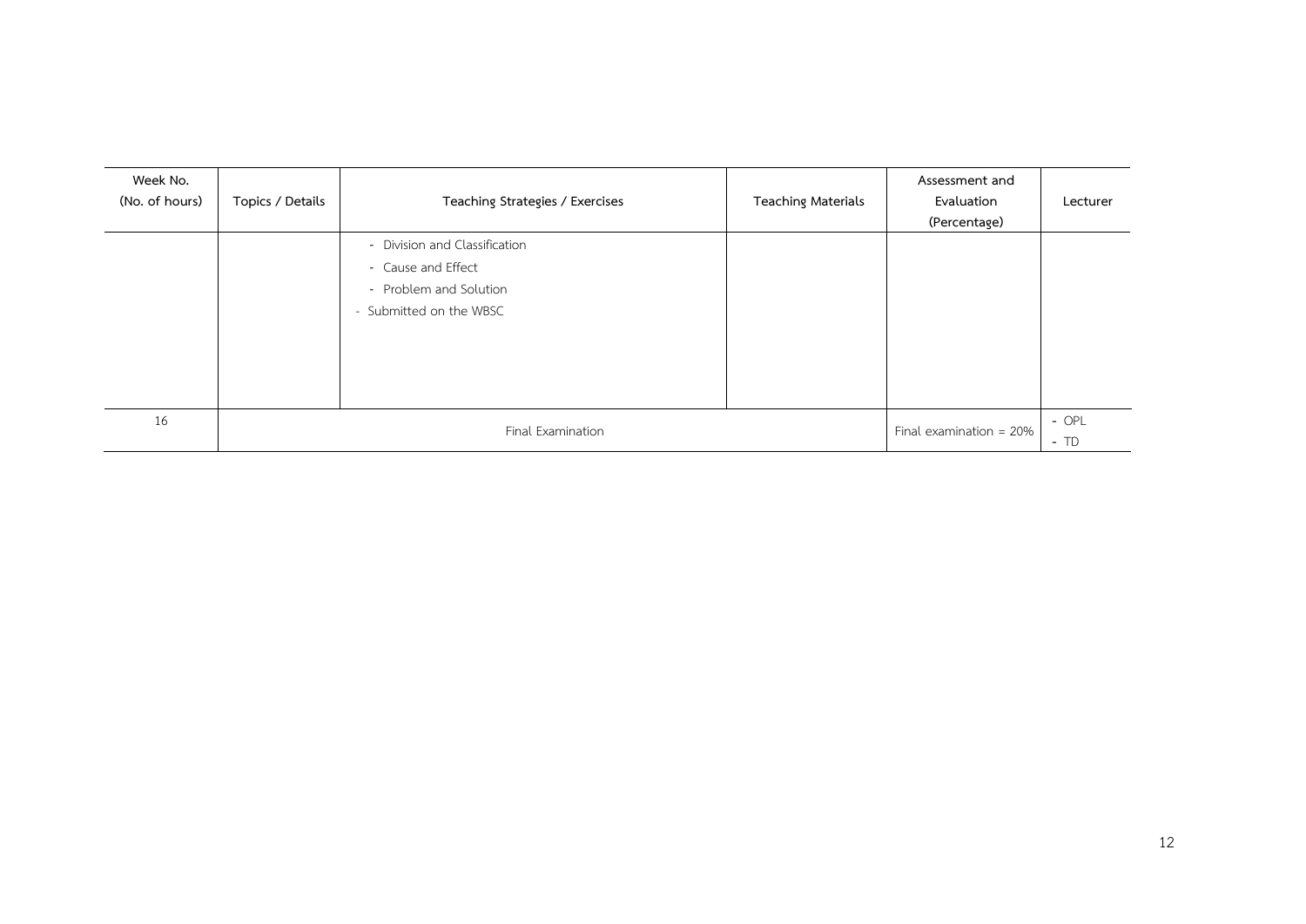| Week No. (No. of hours) | Topics / Details | Teaching Strategies / Exercises | Teaching Materials | Assessment and Evaluation (Percentage) | Lecturer |
|---|---|---|---|---|---|
| | | - Division and Classification<br>- Cause and Effect<br>- Problem and Solution<br>- Submitted on the WBSC | | | |
| 16 | Final Examination | | | Final examination = 20% | - OPL<br>- TD |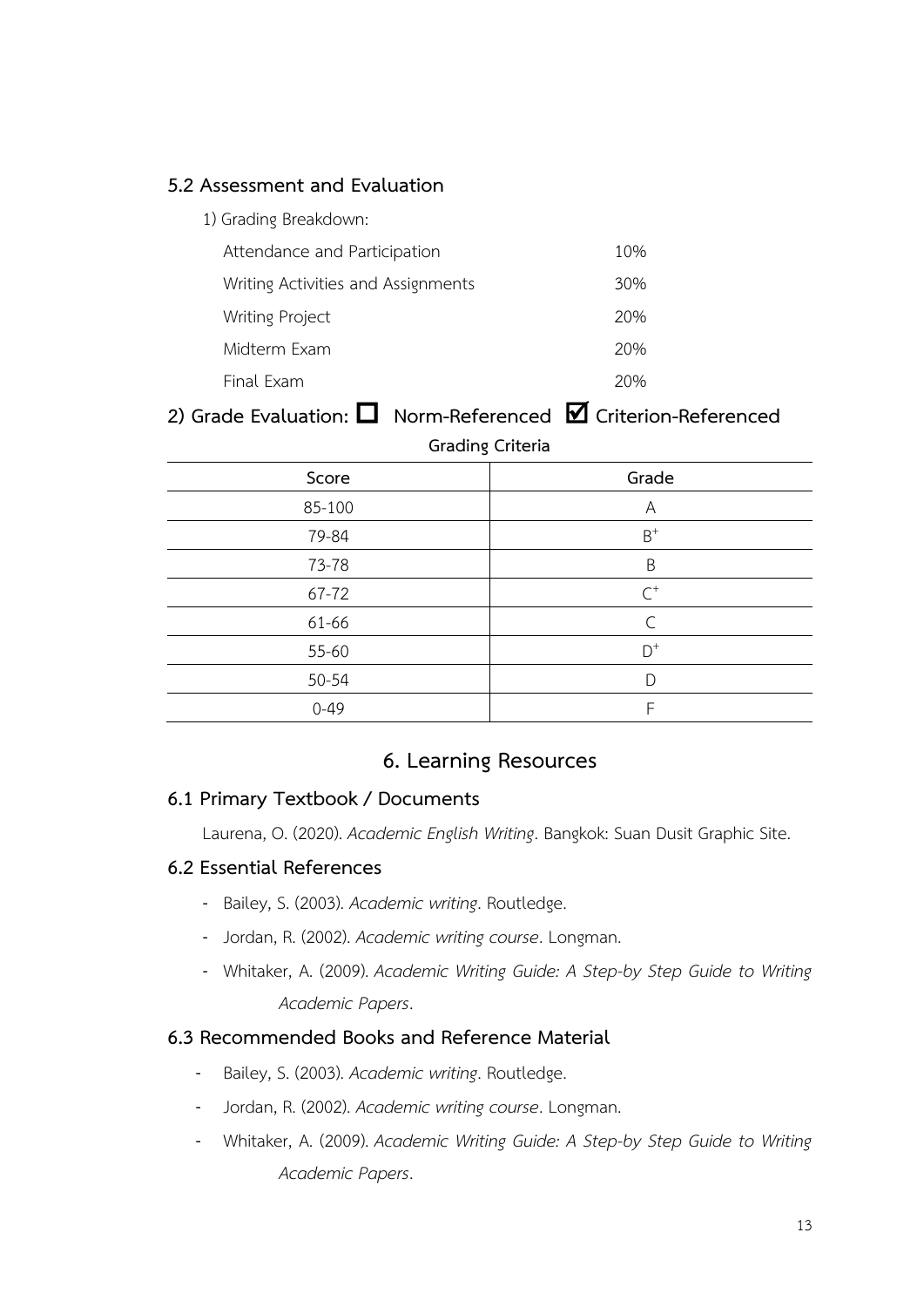### 5.2 Assessment and Evaluation

1) Grading Breakdown:

| | |
|---|---|
| Attendance and Participation | 10% |
| Writing Activities and Assignments | 30% |
| Writing Project | 20% |
| Midterm Exam | 20% |
| Final Exam | 20% |

**2) Grade Evaluation: ☐ Norm-Referenced ☑ Criterion-Referenced**

**Grading Criteria**

| Score | Grade |
|---|---|
| 85-100 | A |
| 79-84 | $B^+$ |
| 73-78 | B |
| 67-72 | $C^+$ |
| 61-66 | C |
| 55-60 | $D^+$ |
| 50-54 | D |
| 0-49 | F |

## 6. Learning Resources

### 6.1 Primary Textbook / Documents

Laurena, O. (2020). *Academic English Writing*. Bangkok: Suan Dusit Graphic Site.

### 6.2 Essential References

- Bailey, S. (2003). *Academic writing*. Routledge.
- Jordan, R. (2002). *Academic writing course*. Longman.
- Whitaker, A. (2009). *Academic Writing Guide: A Step-by Step Guide to Writing Academic Papers*.

### 6.3 Recommended Books and Reference Material

- Bailey, S. (2003). *Academic writing*. Routledge.
- Jordan, R. (2002). *Academic writing course*. Longman.
- Whitaker, A. (2009). *Academic Writing Guide: A Step-by Step Guide to Writing Academic Papers*.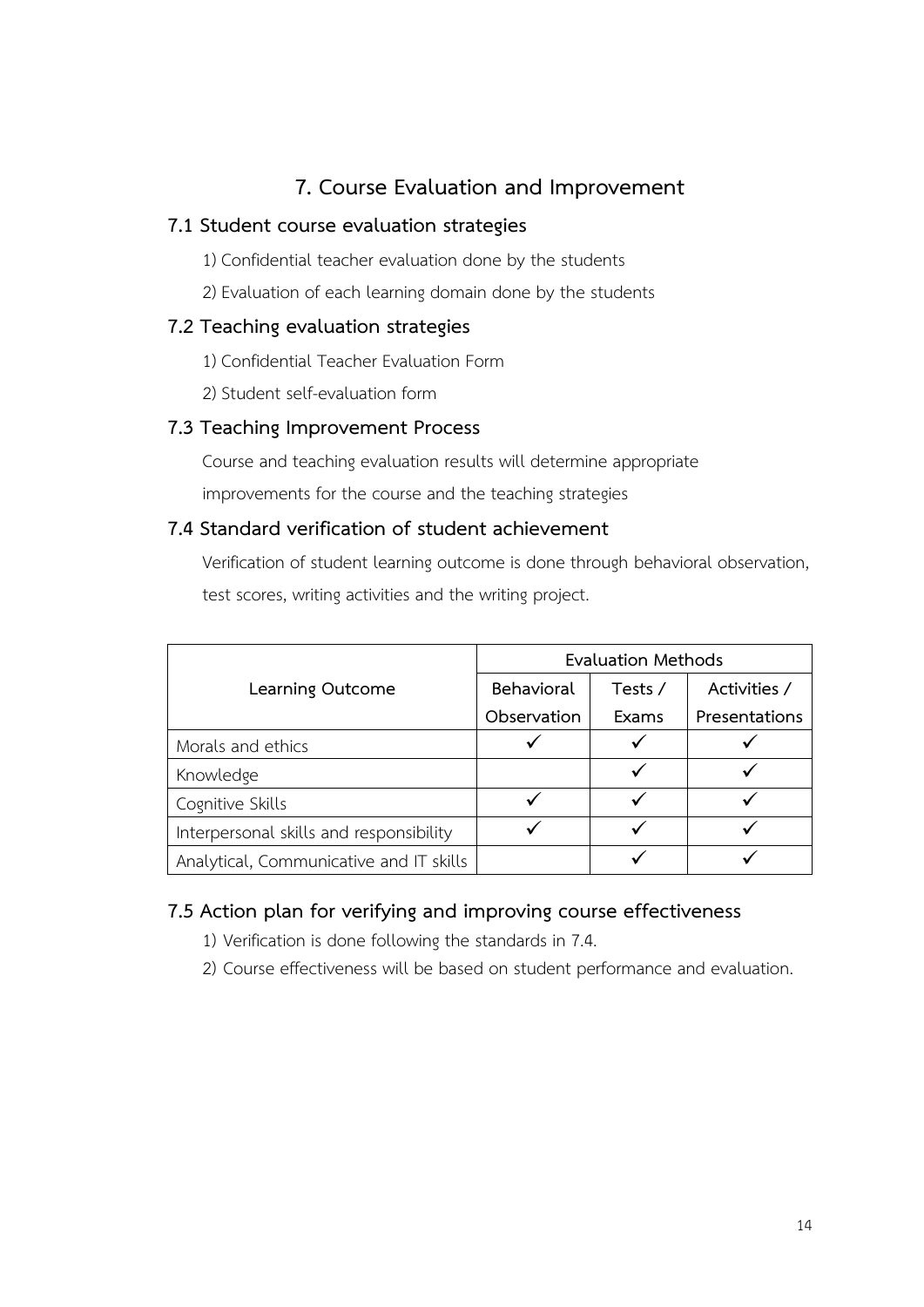# 7. Course Evaluation and Improvement

## 7.1 Student course evaluation strategies

1) Confidential teacher evaluation done by the students

2) Evaluation of each learning domain done by the students

## 7.2 Teaching evaluation strategies

1) Confidential Teacher Evaluation Form

2) Student self-evaluation form

## 7.3 Teaching Improvement Process

Course and teaching evaluation results will determine appropriate improvements for the course and the teaching strategies

## 7.4 Standard verification of student achievement

Verification of student learning outcome is done through behavioral observation, test scores, writing activities and the writing project.

| Learning Outcome | Evaluation Methods | | |
|---|---|---|---|
| | Behavioral Observation | Tests / Exams | Activities / Presentations |
| Morals and ethics | ✓ | ✓ | ✓ |
| Knowledge | | ✓ | ✓ |
| Cognitive Skills | ✓ | ✓ | ✓ |
| Interpersonal skills and responsibility | ✓ | ✓ | ✓ |
| Analytical, Communicative and IT skills | | ✓ | ✓ |

## 7.5 Action plan for verifying and improving course effectiveness

1) Verification is done following the standards in 7.4.

2) Course effectiveness will be based on student performance and evaluation.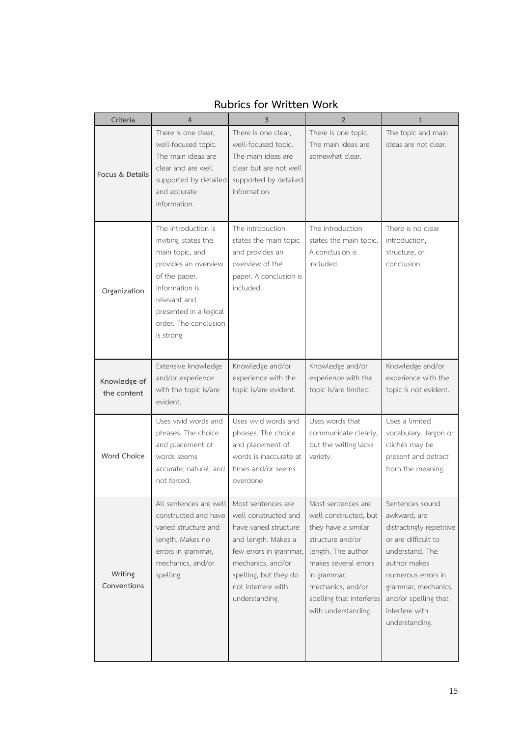## Rubrics for Written Work

| Criteria | 4 | 3 | 2 | 1 |
|---|---|---|---|---|
| Focus & Details | There is one clear, well-focused topic. The main ideas are clear and are well supported by detailed and accurate information. | There is one clear, well-focused topic. The main ideas are clear but are not well supported by detailed information. | There is one topic. The main ideas are somewhat clear. | The topic and main ideas are not clear. |
| Organization | The introduction is inviting, states the main topic, and provides an overview of the paper. Information is relevant and presented in a logical order. The conclusion is strong. | The introduction states the main topic and provides an overview of the paper. A conclusion is included. | The introduction states the main topic. A conclusion is included. | There is no clear introduction, structure, or conclusion. |
| Knowledge of the content | Extensive knowledge and/or experience with the topic is/are evident. | Knowledge and/or experience with the topic is/are evident. | Knowledge and/or experience with the topic is/are limited. | Knowledge and/or experience with the topic is not evident. |
| Word Choice | Uses vivid words and phrases. The choice and placement of words seems accurate, natural, and not forced. | Uses vivid words and phrases. The choice and placement of words is inaccurate at times and/or seems overdone | Uses words that communicate clearly, but the writing lacks variety. | Uses a limited vocabulary. Jargon or clichés may be present and detract from the meaning. |
| Writing Conventions | All sentences are well constructed and have varied structure and length. Makes no errors in grammar, mechanics, and/or spelling. | Most sentences are well constructed and have varied structure and length. Makes a few errors in grammar, mechanics, and/or spelling, but they do not interfere with understanding. | Most sentences are well constructed, but they have a similar structure and/or length. The author makes several errors in grammar, mechanics, and/or spelling that interferes with understanding. | Sentences sound awkward, are distractingly repetitive or are difficult to understand. The author makes numerous errors in grammar, mechanics, and/or spelling that interfere with understanding. |